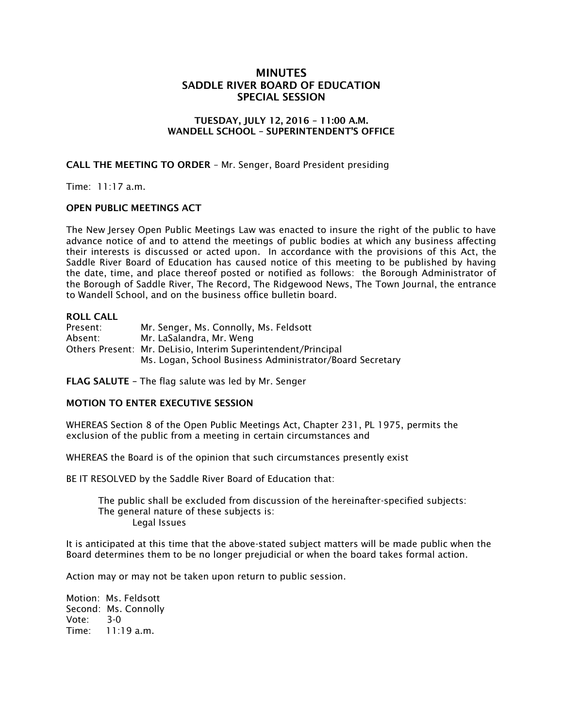# MINUTES
# SADDLE RIVER BOARD OF EDUCATION
# SPECIAL SESSION

### TUESDAY, JULY 12, 2016 – 11:00 A.M.
### WANDELL SCHOOL – SUPERINTENDENT'S OFFICE

**CALL THE MEETING TO ORDER** – Mr. Senger, Board President presiding

Time: 11:17 a.m.

**OPEN PUBLIC MEETINGS ACT**

The New Jersey Open Public Meetings Law was enacted to insure the right of the public to have advance notice of and to attend the meetings of public bodies at which any business affecting their interests is discussed or acted upon. In accordance with the provisions of this Act, the Saddle River Board of Education has caused notice of this meeting to be published by having the date, time, and place thereof posted or notified as follows: the Borough Administrator of the Borough of Saddle River, The Record, The Ridgewood News, The Town Journal, the entrance to Wandell School, and on the business office bulletin board.

**ROLL CALL**

Present: Mr. Senger, Ms. Connolly, Ms. Feldsott
Absent: Mr. LaSalandra, Mr. Weng
Others Present: Mr. DeLisio, Interim Superintendent/Principal
Ms. Logan, School Business Administrator/Board Secretary

**FLAG SALUTE** – The flag salute was led by Mr. Senger

**MOTION TO ENTER EXECUTIVE SESSION**

WHEREAS Section 8 of the Open Public Meetings Act, Chapter 231, PL 1975, permits the exclusion of the public from a meeting in certain circumstances and

WHEREAS the Board is of the opinion that such circumstances presently exist

BE IT RESOLVED by the Saddle River Board of Education that:

> The public shall be excluded from discussion of the hereinafter-specified subjects:
> The general nature of these subjects is:
> Legal Issues

It is anticipated at this time that the above-stated subject matters will be made public when the Board determines them to be no longer prejudicial or when the board takes formal action.

Action may or may not be taken upon return to public session.

Motion: Ms. Feldsott
Second: Ms. Connolly
Vote: 3-0
Time: 11:19 a.m.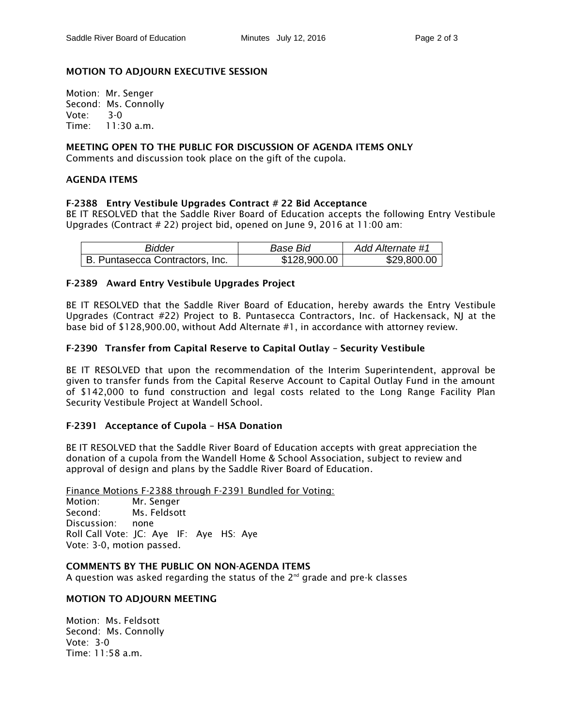**MOTION TO ADJOURN EXECUTIVE SESSION**

Motion: Mr. Senger
Second: Ms. Connolly
Vote: 3-0
Time: 11:30 a.m.

**MEETING OPEN TO THE PUBLIC FOR DISCUSSION OF AGENDA ITEMS ONLY**
Comments and discussion took place on the gift of the cupola.

**AGENDA ITEMS**

**F-2388 Entry Vestibule Upgrades Contract # 22 Bid Acceptance**
BE IT RESOLVED that the Saddle River Board of Education accepts the following Entry Vestibule Upgrades (Contract # 22) project bid, opened on June 9, 2016 at 11:00 am:

| *Bidder* | *Base Bid* | *Add Alternate #1* |
|---|---|---|
| B. Puntasecca Contractors, Inc. | $128,900.00 | $29,800.00 |

**F-2389 Award Entry Vestibule Upgrades Project**

BE IT RESOLVED that the Saddle River Board of Education, hereby awards the Entry Vestibule Upgrades (Contract #22) Project to B. Puntasecca Contractors, Inc. of Hackensack, NJ at the base bid of $128,900.00, without Add Alternate #1, in accordance with attorney review.

**F-2390 Transfer from Capital Reserve to Capital Outlay – Security Vestibule**

BE IT RESOLVED that upon the recommendation of the Interim Superintendent, approval be given to transfer funds from the Capital Reserve Account to Capital Outlay Fund in the amount of $142,000 to fund construction and legal costs related to the Long Range Facility Plan Security Vestibule Project at Wandell School.

**F-2391 Acceptance of Cupola – HSA Donation**

BE IT RESOLVED that the Saddle River Board of Education accepts with great appreciation the donation of a cupola from the Wandell Home & School Association, subject to review and approval of design and plans by the Saddle River Board of Education.

Finance Motions F-2388 through F-2391 Bundled for Voting:
Motion: Mr. Senger
Second: Ms. Feldsott
Discussion: none
Roll Call Vote: JC: Aye IF: Aye HS: Aye
Vote: 3-0, motion passed.

**COMMENTS BY THE PUBLIC ON NON-AGENDA ITEMS**
A question was asked regarding the status of the 2nd grade and pre-k classes

**MOTION TO ADJOURN MEETING**

Motion: Ms. Feldsott
Second: Ms. Connolly
Vote: 3-0
Time: 11:58 a.m.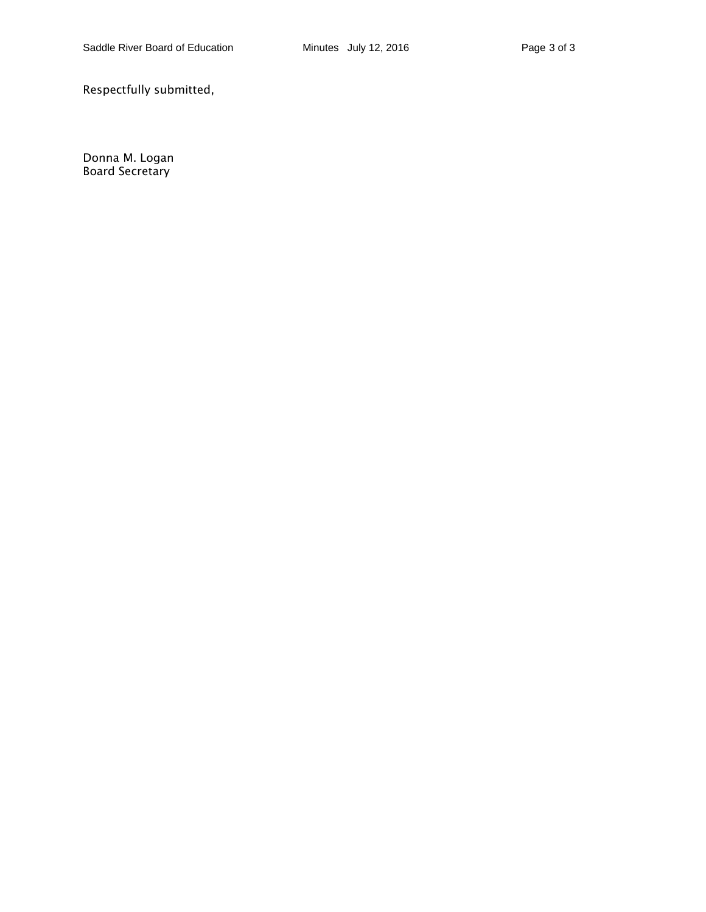Respectfully submitted,

Donna M. Logan
Board Secretary